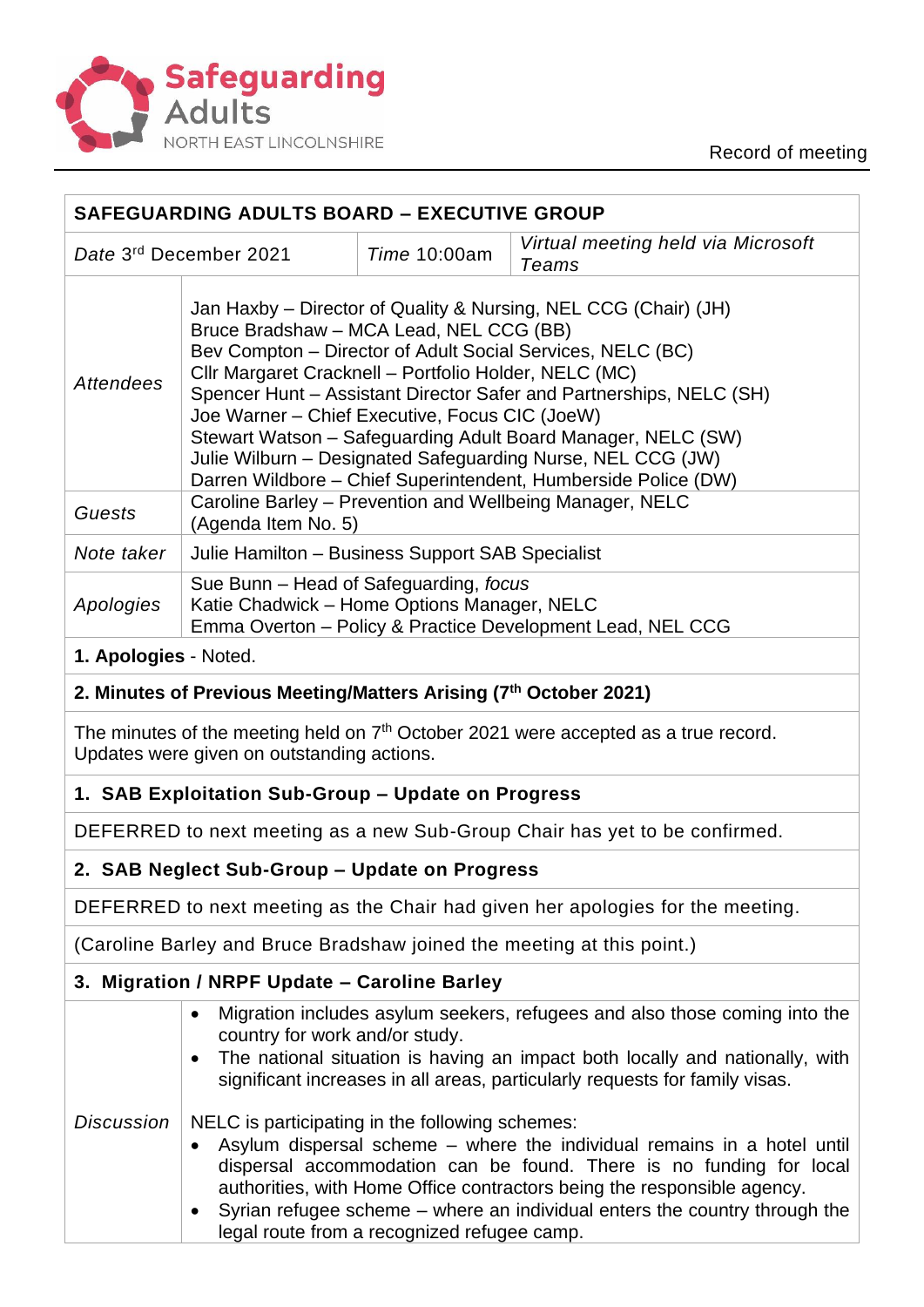Safeguarding Adults
NORTH EAST LINCOLNSHIRE

Record of meeting

| SAFEGUARDING ADULTS BOARD – EXECUTIVE GROUP | | |
|---|---|---|
| *Date* 3rd December 2021 | *Time* 10:00am | *Virtual meeting held via Microsoft Teams* |

| | |
|---|---|
| *Attendees* | Jan Haxby – Director of Quality & Nursing, NEL CCG (Chair) (JH)<br>Bruce Bradshaw – MCA Lead, NEL CCG (BB)<br>Bev Compton – Director of Adult Social Services, NELC (BC)<br>Cllr Margaret Cracknell – Portfolio Holder, NELC (MC)<br>Spencer Hunt – Assistant Director Safer and Partnerships, NELC (SH)<br>Joe Warner – Chief Executive, Focus CIC (JoeW)<br>Stewart Watson – Safeguarding Adult Board Manager, NELC (SW)<br>Julie Wilburn – Designated Safeguarding Nurse, NEL CCG (JW)<br>Darren Wildbore – Chief Superintendent, Humberside Police (DW) |
| *Guests* | Caroline Barley – Prevention and Wellbeing Manager, NELC (Agenda Item No. 5) |
| *Note taker* | Julie Hamilton – Business Support SAB Specialist |
| *Apologies* | Sue Bunn – Head of Safeguarding, *focus*<br>Katie Chadwick – Home Options Manager, NELC<br>Emma Overton – Policy & Practice Development Lead, NEL CCG |

**1. Apologies** - Noted.

**2. Minutes of Previous Meeting/Matters Arising (7th October 2021)**

The minutes of the meeting held on 7th October 2021 were accepted as a true record. Updates were given on outstanding actions.

**1. SAB Exploitation Sub-Group – Update on Progress**

DEFERRED to next meeting as a new Sub-Group Chair has yet to be confirmed.

**2. SAB Neglect Sub-Group – Update on Progress**

DEFERRED to next meeting as the Chair had given her apologies for the meeting.

(Caroline Barley and Bruce Bradshaw joined the meeting at this point.)

**3. Migration / NRPF Update – Caroline Barley**

*Discussion*

- Migration includes asylum seekers, refugees and also those coming into the country for work and/or study.
- The national situation is having an impact both locally and nationally, with significant increases in all areas, particularly requests for family visas.

NELC is participating in the following schemes:

- Asylum dispersal scheme – where the individual remains in a hotel until dispersal accommodation can be found. There is no funding for local authorities, with Home Office contractors being the responsible agency.
- Syrian refugee scheme – where an individual enters the country through the legal route from a recognized refugee camp.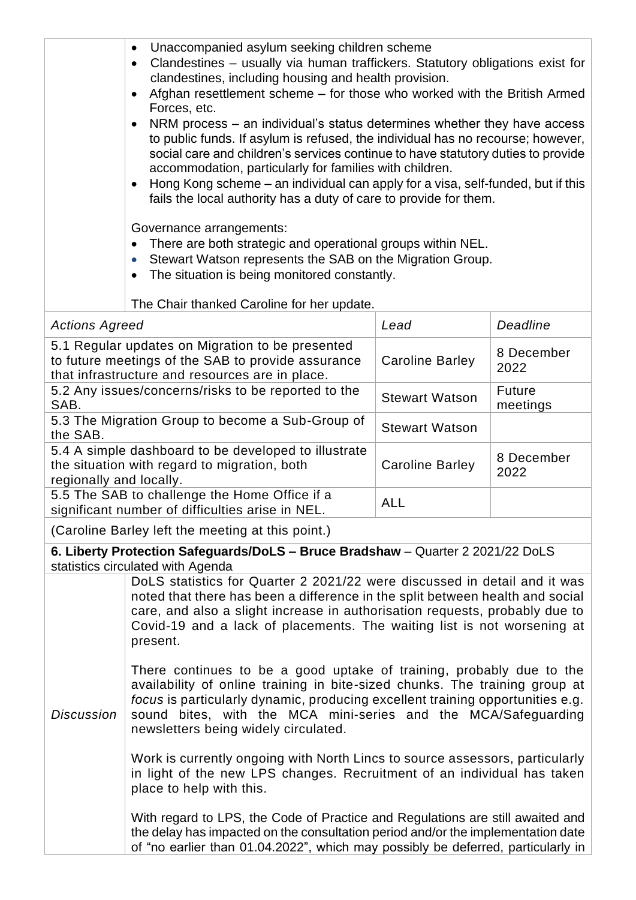- Unaccompanied asylum seeking children scheme
- Clandestines – usually via human traffickers. Statutory obligations exist for clandestines, including housing and health provision.
- Afghan resettlement scheme – for those who worked with the British Armed Forces, etc.
- NRM process – an individual's status determines whether they have access to public funds. If asylum is refused, the individual has no recourse; however, social care and children's services continue to have statutory duties to provide accommodation, particularly for families with children.
- Hong Kong scheme – an individual can apply for a visa, self-funded, but if this fails the local authority has a duty of care to provide for them.

Governance arrangements:

- There are both strategic and operational groups within NEL.
- Stewart Watson represents the SAB on the Migration Group.
- The situation is being monitored constantly.

The Chair thanked Caroline for her update.

| *Actions Agreed* | *Lead* | *Deadline* |
|---|---|---|
| 5.1 Regular updates on Migration to be presented to future meetings of the SAB to provide assurance that infrastructure and resources are in place. | Caroline Barley | 8 December 2022 |
| 5.2 Any issues/concerns/risks to be reported to the SAB. | Stewart Watson | Future meetings |
| 5.3 The Migration Group to become a Sub-Group of the SAB. | Stewart Watson | |
| 5.4 A simple dashboard to be developed to illustrate the situation with regard to migration, both regionally and locally. | Caroline Barley | 8 December 2022 |
| 5.5 The SAB to challenge the Home Office if a significant number of difficulties arise in NEL. | ALL | |

(Caroline Barley left the meeting at this point.)

**6. Liberty Protection Safeguards/DoLS – Bruce Bradshaw** – Quarter 2 2021/22 DoLS statistics circulated with Agenda

*Discussion*

DoLS statistics for Quarter 2 2021/22 were discussed in detail and it was noted that there has been a difference in the split between health and social care, and also a slight increase in authorisation requests, probably due to Covid-19 and a lack of placements. The waiting list is not worsening at present.

There continues to be a good uptake of training, probably due to the availability of online training in bite-sized chunks. The training group at *focus* is particularly dynamic, producing excellent training opportunities e.g. sound bites, with the MCA mini-series and the MCA/Safeguarding newsletters being widely circulated.

Work is currently ongoing with North Lincs to source assessors, particularly in light of the new LPS changes. Recruitment of an individual has taken place to help with this.

With regard to LPS, the Code of Practice and Regulations are still awaited and the delay has impacted on the consultation period and/or the implementation date of "no earlier than 01.04.2022", which may possibly be deferred, particularly in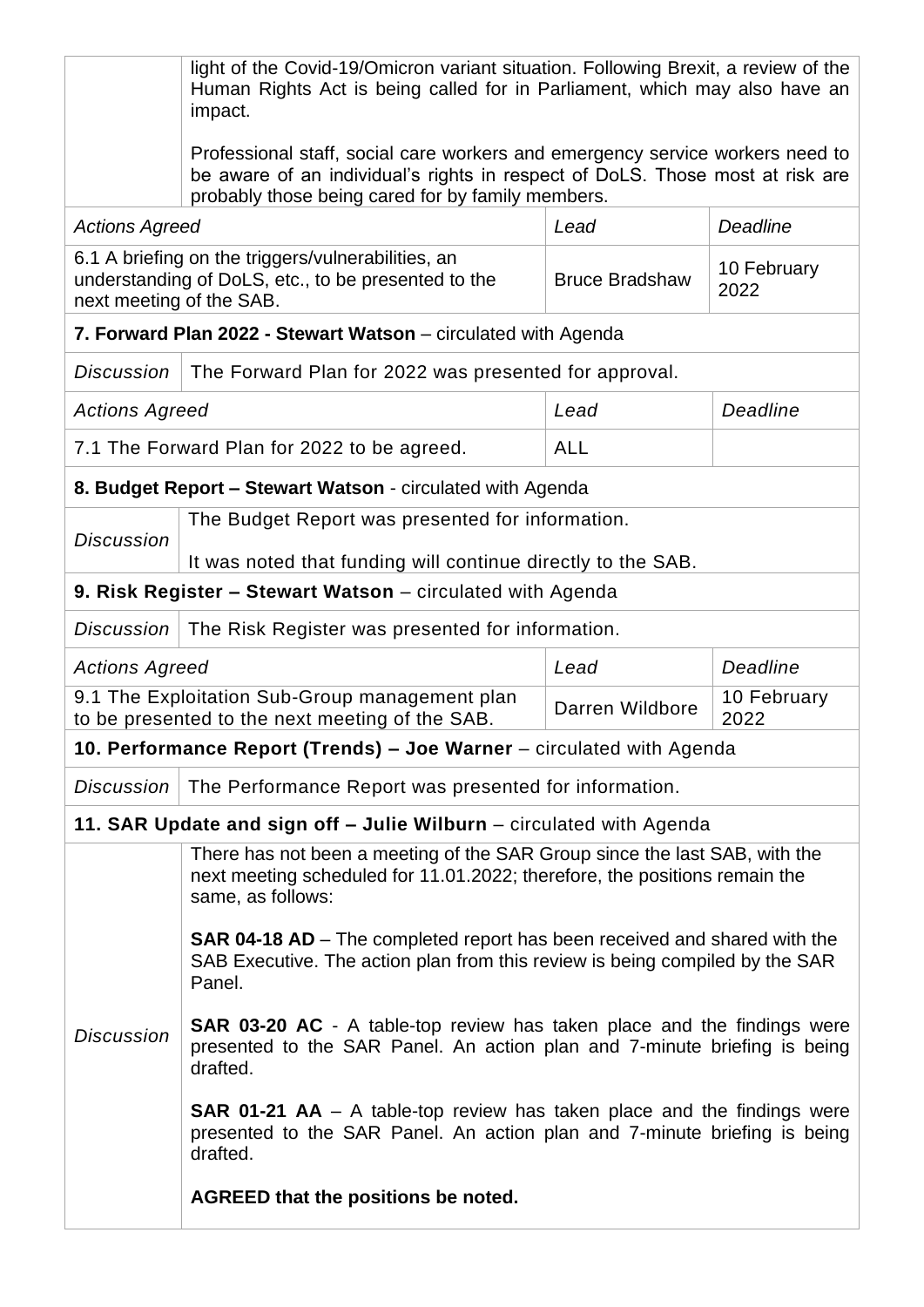| | | | |
|---|---|---|---|
| | light of the Covid-19/Omicron variant situation. Following Brexit, a review of the Human Rights Act is being called for in Parliament, which may also have an impact.<br><br>Professional staff, social care workers and emergency service workers need to be aware of an individual's rights in respect of DoLS. Those most at risk are probably those being cared for by family members. | | |
| *Actions Agreed* | | *Lead* | *Deadline* |
| 6.1 A briefing on the triggers/vulnerabilities, an understanding of DoLS, etc., to be presented to the next meeting of the SAB. | | Bruce Bradshaw | 10 February 2022 |
| **7. Forward Plan 2022 - Stewart Watson** – circulated with Agenda | | | |
| *Discussion* | The Forward Plan for 2022 was presented for approval. | | |
| *Actions Agreed* | | *Lead* | *Deadline* |
| 7.1 The Forward Plan for 2022 to be agreed. | | ALL | |
| **8. Budget Report – Stewart Watson** - circulated with Agenda | | | |
| *Discussion* | The Budget Report was presented for information.<br><br>It was noted that funding will continue directly to the SAB. | | |
| **9. Risk Register – Stewart Watson** – circulated with Agenda | | | |
| *Discussion* | The Risk Register was presented for information. | | |
| *Actions Agreed* | | *Lead* | *Deadline* |
| 9.1 The Exploitation Sub-Group management plan to be presented to the next meeting of the SAB. | | Darren Wildbore | 10 February 2022 |
| **10. Performance Report (Trends) – Joe Warner** – circulated with Agenda | | | |
| *Discussion* | The Performance Report was presented for information. | | |
| **11. SAR Update and sign off – Julie Wilburn** – circulated with Agenda | | | |
| *Discussion* | There has not been a meeting of the SAR Group since the last SAB, with the next meeting scheduled for 11.01.2022; therefore, the positions remain the same, as follows:<br><br>**SAR 04-18 AD** – The completed report has been received and shared with the SAB Executive. The action plan from this review is being compiled by the SAR Panel.<br><br>**SAR 03-20 AC** - A table-top review has taken place and the findings were presented to the SAR Panel. An action plan and 7-minute briefing is being drafted.<br><br>**SAR 01-21 AA** – A table-top review has taken place and the findings were presented to the SAR Panel. An action plan and 7-minute briefing is being drafted.<br><br>**AGREED that the positions be noted.** | | |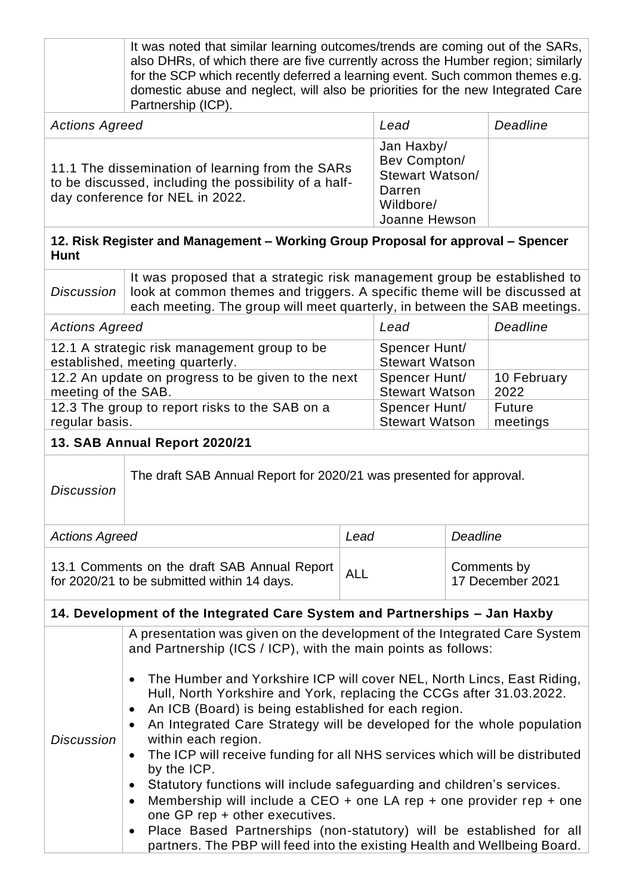| | It was noted that similar learning outcomes/trends are coming out of the SARs, also DHRs, of which there are five currently across the Humber region; similarly for the SCP which recently deferred a learning event. Such common themes e.g. domestic abuse and neglect, will also be priorities for the new Integrated Care Partnership (ICP). |
|---|---|

| *Actions Agreed* | *Lead* | *Deadline* |
|---|---|---|
| 11.1 The dissemination of learning from the SARs to be discussed, including the possibility of a half-day conference for NEL in 2022. | Jan Haxby/ Bev Compton/ Stewart Watson/ Darren Wildbore/ Joanne Hewson | |

**12. Risk Register and Management – Working Group Proposal for approval – Spencer Hunt**

| *Discussion* | It was proposed that a strategic risk management group be established to look at common themes and triggers. A specific theme will be discussed at each meeting. The group will meet quarterly, in between the SAB meetings. |
|---|---|

| *Actions Agreed* | *Lead* | *Deadline* |
|---|---|---|
| 12.1 A strategic risk management group to be established, meeting quarterly. | Spencer Hunt/ Stewart Watson | |
| 12.2 An update on progress to be given to the next meeting of the SAB. | Spencer Hunt/ Stewart Watson | 10 February 2022 |
| 12.3 The group to report risks to the SAB on a regular basis. | Spencer Hunt/ Stewart Watson | Future meetings |

**13. SAB Annual Report 2020/21**

| *Discussion* | The draft SAB Annual Report for 2020/21 was presented for approval. |
|---|---|

| *Actions Agreed* | *Lead* | *Deadline* |
|---|---|---|
| 13.1 Comments on the draft SAB Annual Report for 2020/21 to be submitted within 14 days. | ALL | Comments by 17 December 2021 |

**14. Development of the Integrated Care System and Partnerships – Jan Haxby**

| *Discussion* | A presentation was given on the development of the Integrated Care System and Partnership (ICS / ICP), with the main points as follows:<br><br>• The Humber and Yorkshire ICP will cover NEL, North Lincs, East Riding, Hull, North Yorkshire and York, replacing the CCGs after 31.03.2022.<br>• An ICB (Board) is being established for each region.<br>• An Integrated Care Strategy will be developed for the whole population within each region.<br>• The ICP will receive funding for all NHS services which will be distributed by the ICP.<br>• Statutory functions will include safeguarding and children's services.<br>• Membership will include a CEO + one LA rep + one provider rep + one one GP rep + other executives.<br>• Place Based Partnerships (non-statutory) will be established for all partners. The PBP will feed into the existing Health and Wellbeing Board. |
|---|---|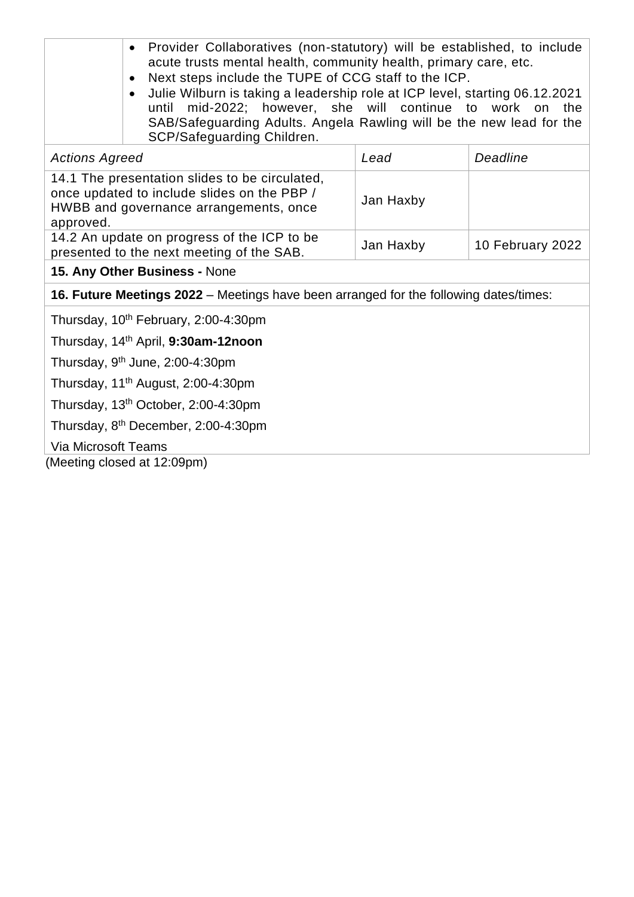| | | | |
|---|---|---|---|
| | • Provider Collaboratives (non-statutory) will be established, to include acute trusts mental health, community health, primary care, etc.<br>• Next steps include the TUPE of CCG staff to the ICP.<br>• Julie Wilburn is taking a leadership role at ICP level, starting 06.12.2021 until mid-2022; however, she will continue to work on the SAB/Safeguarding Adults. Angela Rawling will be the new lead for the SCP/Safeguarding Children. | | |
| *Actions Agreed* | | *Lead* | *Deadline* |
| 14.1 The presentation slides to be circulated, once updated to include slides on the PBP / HWBB and governance arrangements, once approved. | | Jan Haxby | |
| 14.2 An update on progress of the ICP to be presented to the next meeting of the SAB. | | Jan Haxby | 10 February 2022 |
| **15. Any Other Business -** None | | | |
| **16. Future Meetings 2022** – Meetings have been arranged for the following dates/times: | | | |
| Thursday, 10th February, 2:00-4:30pm<br>Thursday, 14th April, **9:30am-12noon**<br>Thursday, 9th June, 2:00-4:30pm<br>Thursday, 11th August, 2:00-4:30pm<br>Thursday, 13th October, 2:00-4:30pm<br>Thursday, 8th December, 2:00-4:30pm<br>Via Microsoft Teams | | | |

(Meeting closed at 12:09pm)